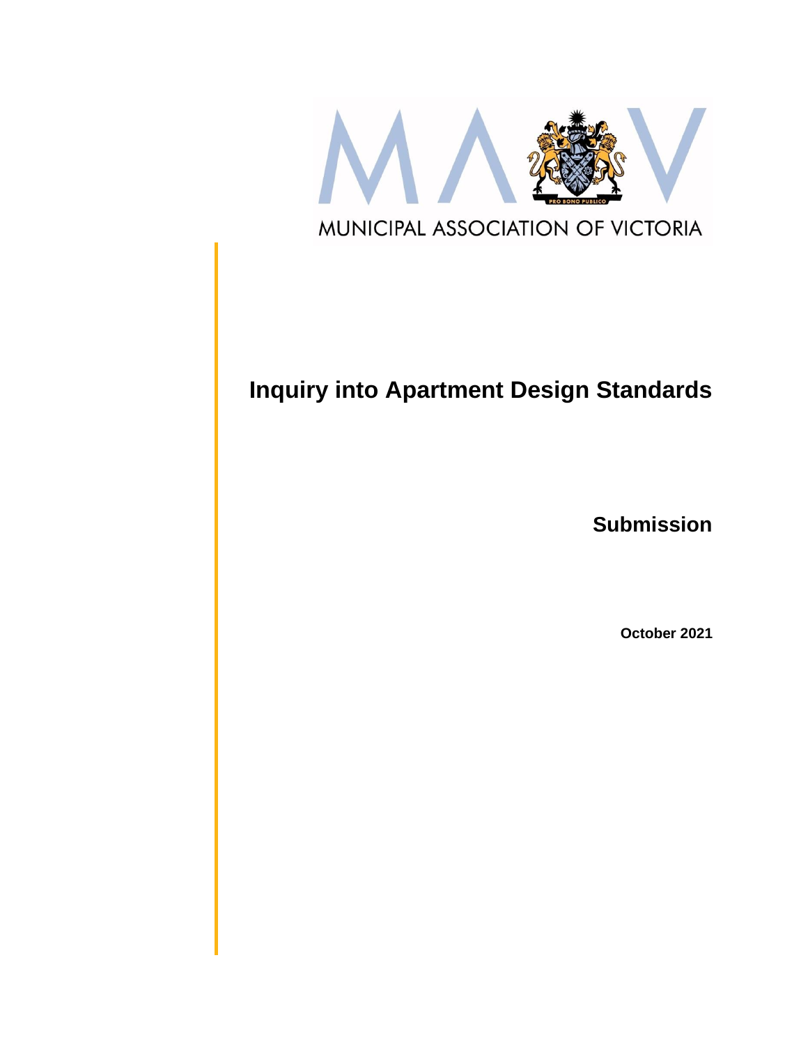MUNICIPAL ASSOCIATION OF VICTORIA

# Inquiry into Apartment Design Standards

## Submission

**October 2021**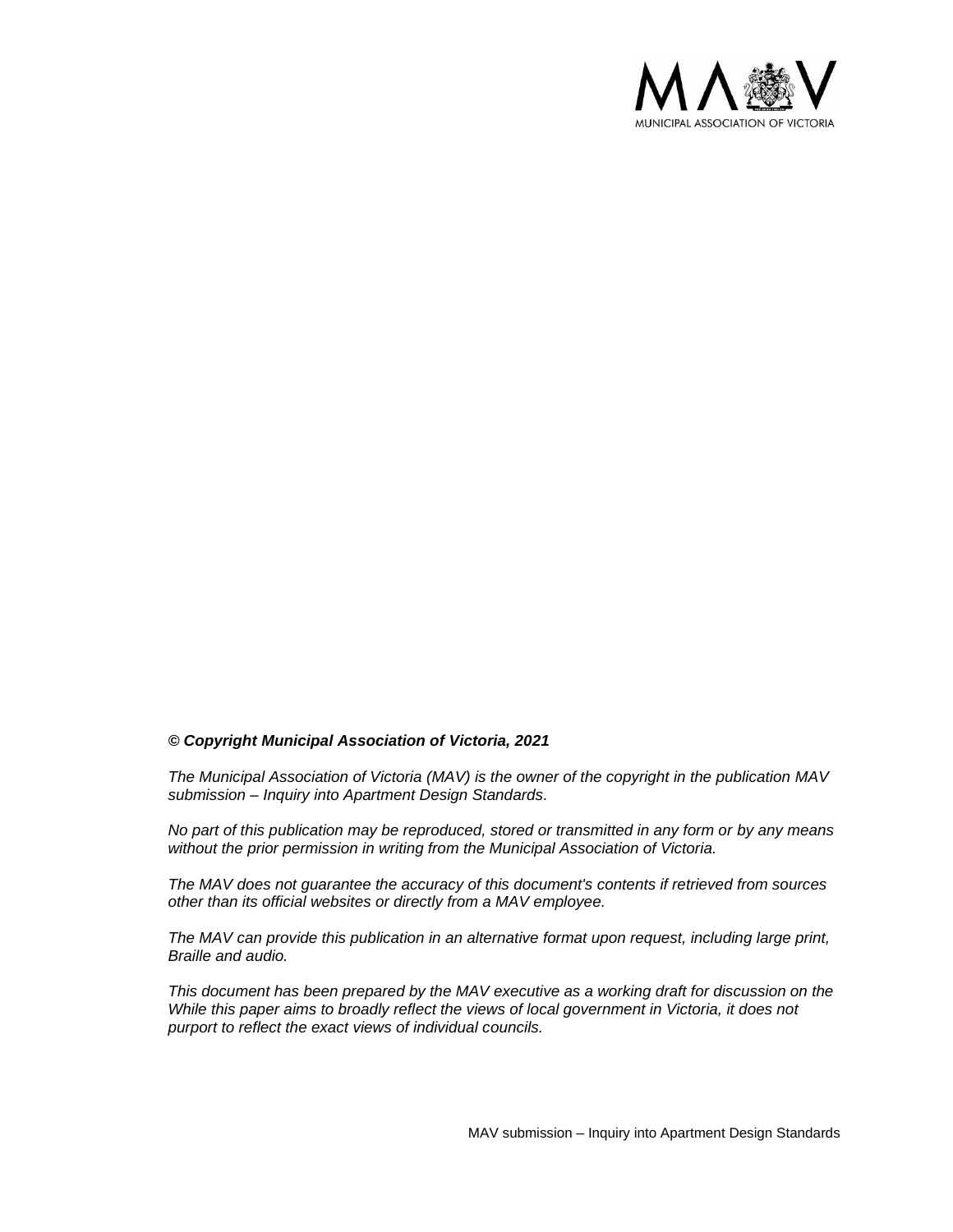***© Copyright Municipal Association of Victoria, 2021***

*The Municipal Association of Victoria (MAV) is the owner of the copyright in the publication MAV submission – Inquiry into Apartment Design Standards.*

*No part of this publication may be reproduced, stored or transmitted in any form or by any means without the prior permission in writing from the Municipal Association of Victoria.*

*The MAV does not guarantee the accuracy of this document's contents if retrieved from sources other than its official websites or directly from a MAV employee.*

*The MAV can provide this publication in an alternative format upon request, including large print, Braille and audio.*

*This document has been prepared by the MAV executive as a working draft for discussion on the While this paper aims to broadly reflect the views of local government in Victoria, it does not purport to reflect the exact views of individual councils.*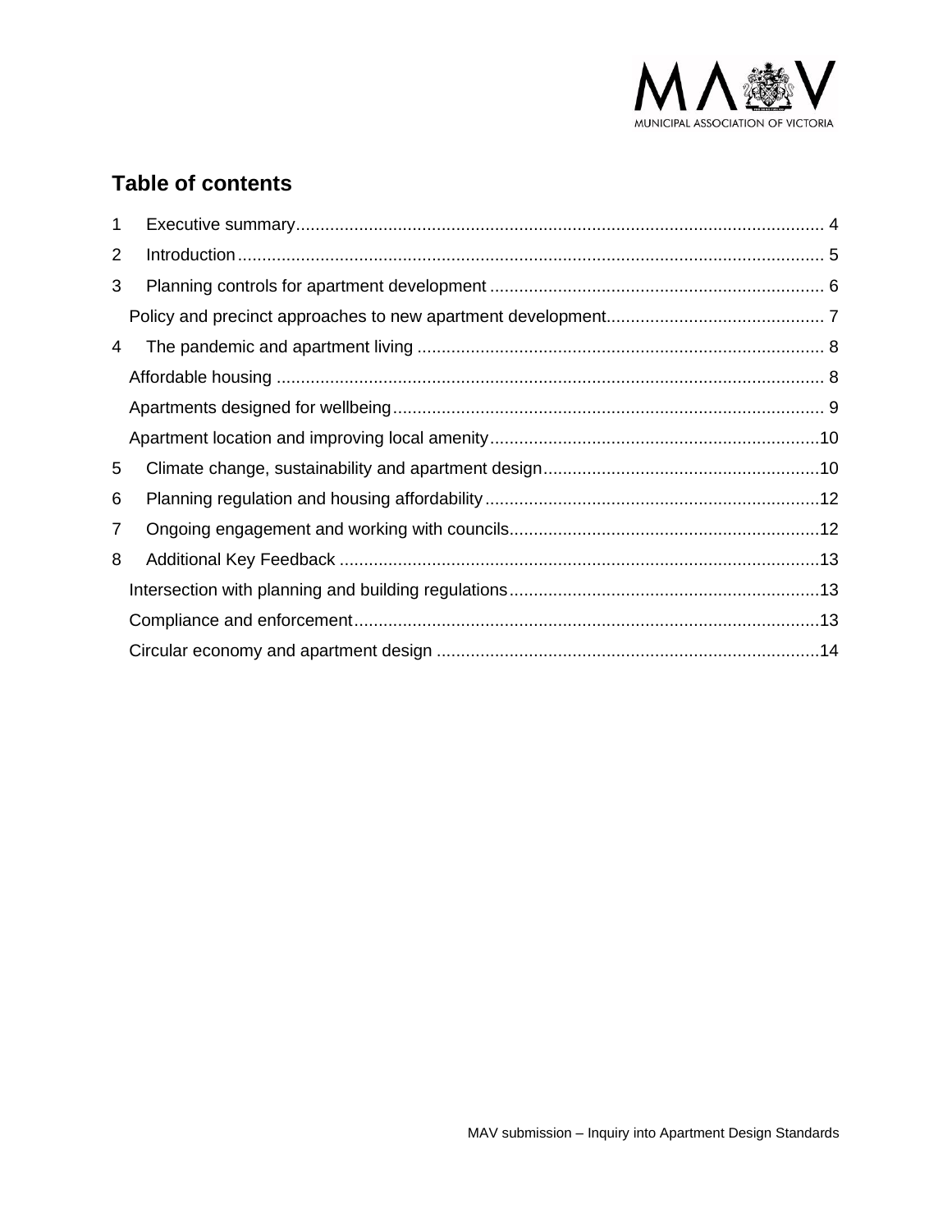## Table of contents

1 Executive summary ........ 4
2 Introduction ........ 5
3 Planning controls for apartment development ........ 6
  Policy and precinct approaches to new apartment development ........ 7
4 The pandemic and apartment living ........ 8
  Affordable housing ........ 8
  Apartments designed for wellbeing ........ 9
  Apartment location and improving local amenity ........ 10
5 Climate change, sustainability and apartment design ........ 10
6 Planning regulation and housing affordability ........ 12
7 Ongoing engagement and working with councils ........ 12
8 Additional Key Feedback ........ 13
  Intersection with planning and building regulations ........ 13
  Compliance and enforcement ........ 13
  Circular economy and apartment design ........ 14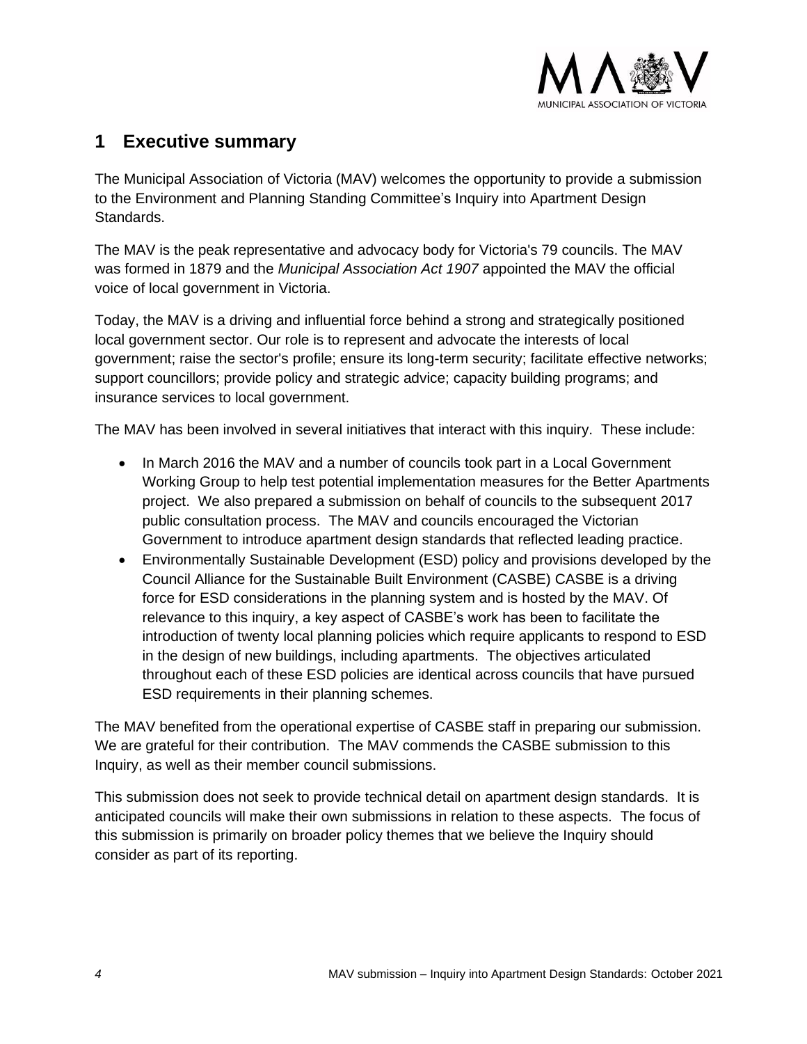# 1 Executive summary

The Municipal Association of Victoria (MAV) welcomes the opportunity to provide a submission to the Environment and Planning Standing Committee's Inquiry into Apartment Design Standards.

The MAV is the peak representative and advocacy body for Victoria's 79 councils. The MAV was formed in 1879 and the *Municipal Association Act 1907* appointed the MAV the official voice of local government in Victoria.

Today, the MAV is a driving and influential force behind a strong and strategically positioned local government sector. Our role is to represent and advocate the interests of local government; raise the sector's profile; ensure its long-term security; facilitate effective networks; support councillors; provide policy and strategic advice; capacity building programs; and insurance services to local government.

The MAV has been involved in several initiatives that interact with this inquiry. These include:

- In March 2016 the MAV and a number of councils took part in a Local Government Working Group to help test potential implementation measures for the Better Apartments project. We also prepared a submission on behalf of councils to the subsequent 2017 public consultation process. The MAV and councils encouraged the Victorian Government to introduce apartment design standards that reflected leading practice.
- Environmentally Sustainable Development (ESD) policy and provisions developed by the Council Alliance for the Sustainable Built Environment (CASBE) CASBE is a driving force for ESD considerations in the planning system and is hosted by the MAV. Of relevance to this inquiry, a key aspect of CASBE's work has been to facilitate the introduction of twenty local planning policies which require applicants to respond to ESD in the design of new buildings, including apartments. The objectives articulated throughout each of these ESD policies are identical across councils that have pursued ESD requirements in their planning schemes.

The MAV benefited from the operational expertise of CASBE staff in preparing our submission. We are grateful for their contribution. The MAV commends the CASBE submission to this Inquiry, as well as their member council submissions.

This submission does not seek to provide technical detail on apartment design standards. It is anticipated councils will make their own submissions in relation to these aspects. The focus of this submission is primarily on broader policy themes that we believe the Inquiry should consider as part of its reporting.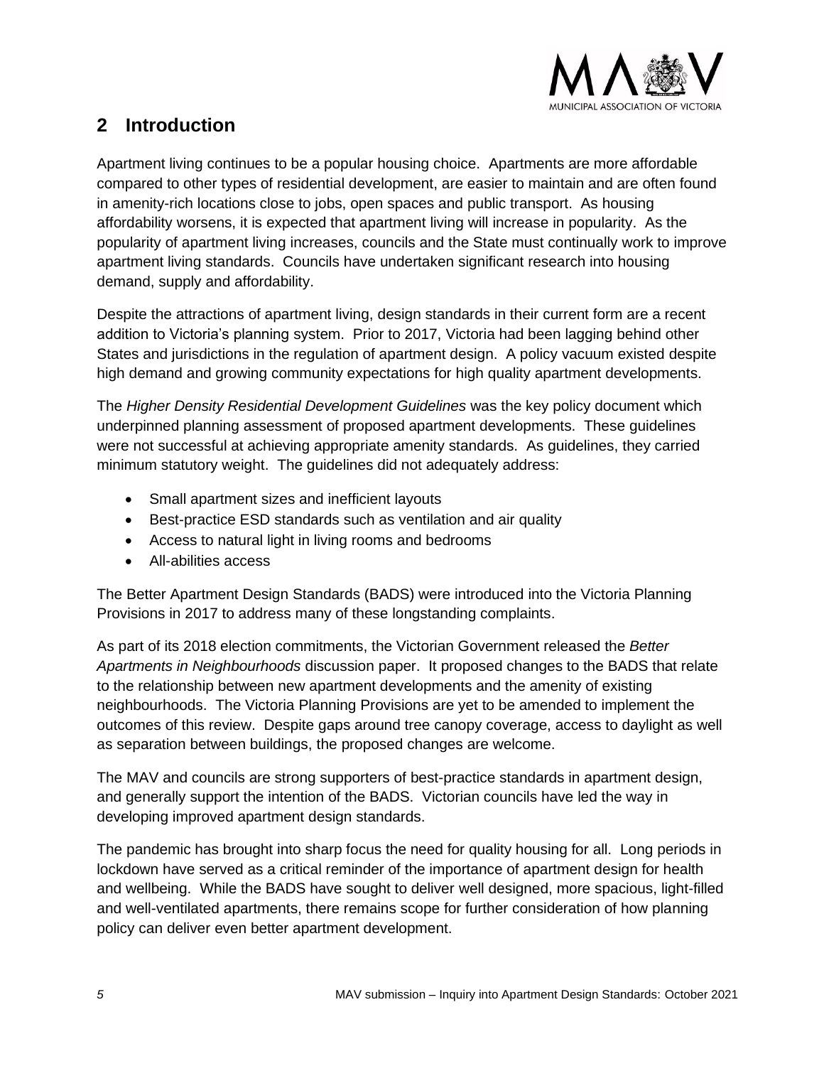## 2 Introduction

Apartment living continues to be a popular housing choice. Apartments are more affordable compared to other types of residential development, are easier to maintain and are often found in amenity-rich locations close to jobs, open spaces and public transport. As housing affordability worsens, it is expected that apartment living will increase in popularity. As the popularity of apartment living increases, councils and the State must continually work to improve apartment living standards. Councils have undertaken significant research into housing demand, supply and affordability.

Despite the attractions of apartment living, design standards in their current form are a recent addition to Victoria's planning system. Prior to 2017, Victoria had been lagging behind other States and jurisdictions in the regulation of apartment design. A policy vacuum existed despite high demand and growing community expectations for high quality apartment developments.

The *Higher Density Residential Development Guidelines* was the key policy document which underpinned planning assessment of proposed apartment developments. These guidelines were not successful at achieving appropriate amenity standards. As guidelines, they carried minimum statutory weight. The guidelines did not adequately address:

- Small apartment sizes and inefficient layouts
- Best-practice ESD standards such as ventilation and air quality
- Access to natural light in living rooms and bedrooms
- All-abilities access

The Better Apartment Design Standards (BADS) were introduced into the Victoria Planning Provisions in 2017 to address many of these longstanding complaints.

As part of its 2018 election commitments, the Victorian Government released the *Better Apartments in Neighbourhoods* discussion paper. It proposed changes to the BADS that relate to the relationship between new apartment developments and the amenity of existing neighbourhoods. The Victoria Planning Provisions are yet to be amended to implement the outcomes of this review. Despite gaps around tree canopy coverage, access to daylight as well as separation between buildings, the proposed changes are welcome.

The MAV and councils are strong supporters of best-practice standards in apartment design, and generally support the intention of the BADS. Victorian councils have led the way in developing improved apartment design standards.

The pandemic has brought into sharp focus the need for quality housing for all. Long periods in lockdown have served as a critical reminder of the importance of apartment design for health and wellbeing. While the BADS have sought to deliver well designed, more spacious, light-filled and well-ventilated apartments, there remains scope for further consideration of how planning policy can deliver even better apartment development.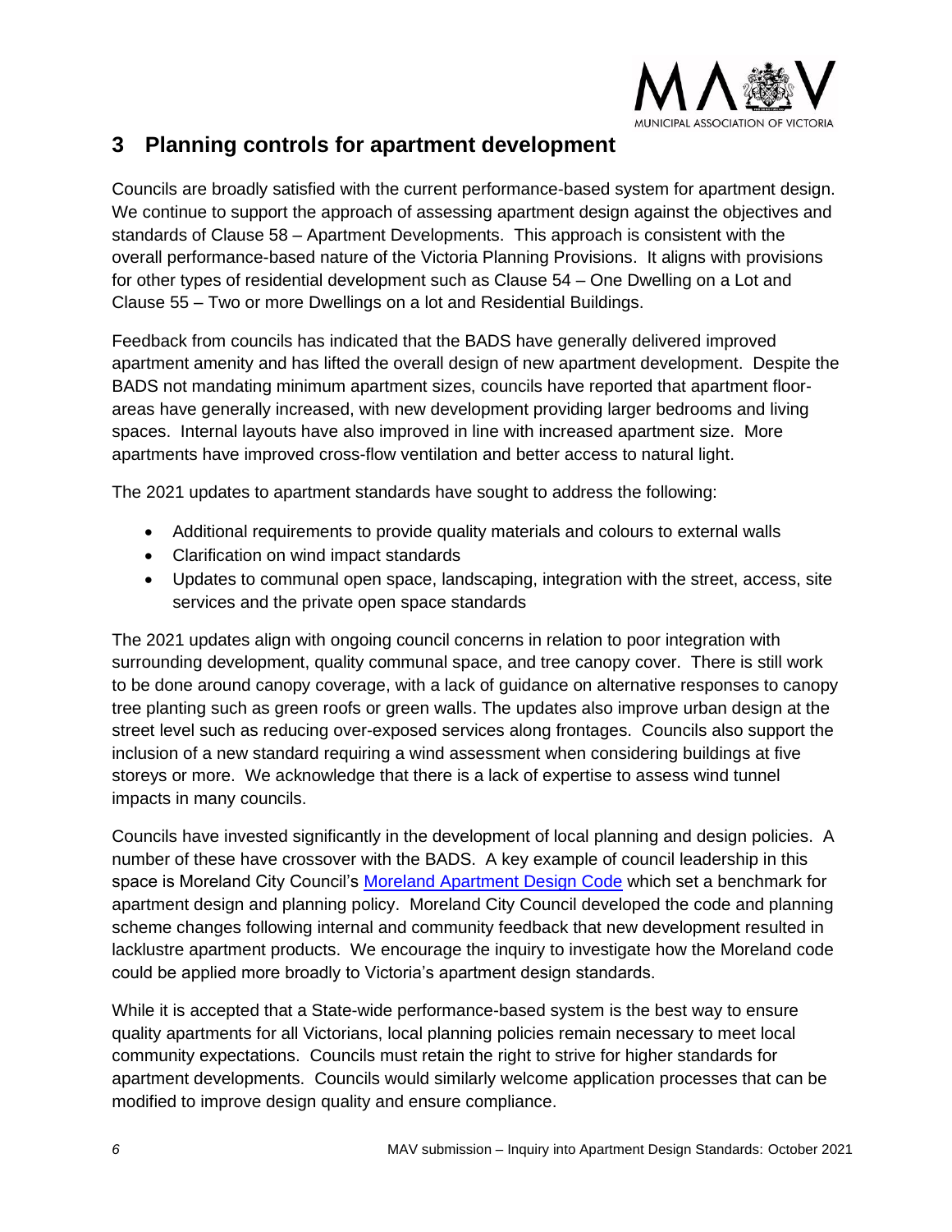## 3 Planning controls for apartment development

Councils are broadly satisfied with the current performance-based system for apartment design. We continue to support the approach of assessing apartment design against the objectives and standards of Clause 58 – Apartment Developments. This approach is consistent with the overall performance-based nature of the Victoria Planning Provisions. It aligns with provisions for other types of residential development such as Clause 54 – One Dwelling on a Lot and Clause 55 – Two or more Dwellings on a lot and Residential Buildings.

Feedback from councils has indicated that the BADS have generally delivered improved apartment amenity and has lifted the overall design of new apartment development. Despite the BADS not mandating minimum apartment sizes, councils have reported that apartment floor-areas have generally increased, with new development providing larger bedrooms and living spaces. Internal layouts have also improved in line with increased apartment size. More apartments have improved cross-flow ventilation and better access to natural light.

The 2021 updates to apartment standards have sought to address the following:

- Additional requirements to provide quality materials and colours to external walls
- Clarification on wind impact standards
- Updates to communal open space, landscaping, integration with the street, access, site services and the private open space standards

The 2021 updates align with ongoing council concerns in relation to poor integration with surrounding development, quality communal space, and tree canopy cover. There is still work to be done around canopy coverage, with a lack of guidance on alternative responses to canopy tree planting such as green roofs or green walls. The updates also improve urban design at the street level such as reducing over-exposed services along frontages. Councils also support the inclusion of a new standard requiring a wind assessment when considering buildings at five storeys or more. We acknowledge that there is a lack of expertise to assess wind tunnel impacts in many councils.

Councils have invested significantly in the development of local planning and design policies. A number of these have crossover with the BADS. A key example of council leadership in this space is Moreland City Council's Moreland Apartment Design Code which set a benchmark for apartment design and planning policy. Moreland City Council developed the code and planning scheme changes following internal and community feedback that new development resulted in lacklustre apartment products. We encourage the inquiry to investigate how the Moreland code could be applied more broadly to Victoria's apartment design standards.

While it is accepted that a State-wide performance-based system is the best way to ensure quality apartments for all Victorians, local planning policies remain necessary to meet local community expectations. Councils must retain the right to strive for higher standards for apartment developments. Councils would similarly welcome application processes that can be modified to improve design quality and ensure compliance.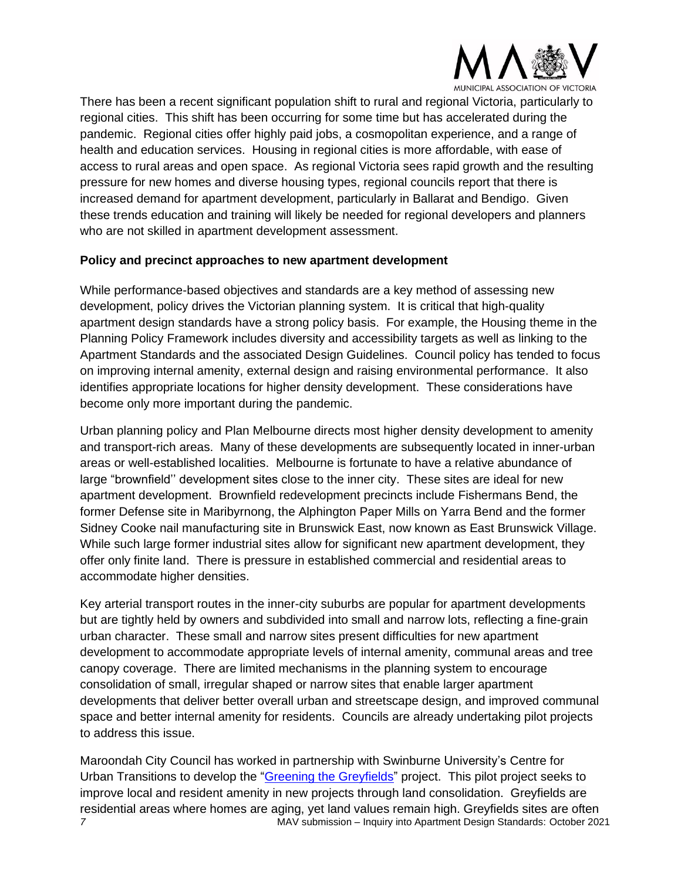There has been a recent significant population shift to rural and regional Victoria, particularly to regional cities. This shift has been occurring for some time but has accelerated during the pandemic. Regional cities offer highly paid jobs, a cosmopolitan experience, and a range of health and education services. Housing in regional cities is more affordable, with ease of access to rural areas and open space. As regional Victoria sees rapid growth and the resulting pressure for new homes and diverse housing types, regional councils report that there is increased demand for apartment development, particularly in Ballarat and Bendigo. Given these trends education and training will likely be needed for regional developers and planners who are not skilled in apartment development assessment.

**Policy and precinct approaches to new apartment development**

While performance-based objectives and standards are a key method of assessing new development, policy drives the Victorian planning system. It is critical that high-quality apartment design standards have a strong policy basis. For example, the Housing theme in the Planning Policy Framework includes diversity and accessibility targets as well as linking to the Apartment Standards and the associated Design Guidelines. Council policy has tended to focus on improving internal amenity, external design and raising environmental performance. It also identifies appropriate locations for higher density development. These considerations have become only more important during the pandemic.

Urban planning policy and Plan Melbourne directs most higher density development to amenity and transport-rich areas. Many of these developments are subsequently located in inner-urban areas or well-established localities. Melbourne is fortunate to have a relative abundance of large "brownfield'' development sites close to the inner city. These sites are ideal for new apartment development. Brownfield redevelopment precincts include Fishermans Bend, the former Defense site in Maribyrnong, the Alphington Paper Mills on Yarra Bend and the former Sidney Cooke nail manufacturing site in Brunswick East, now known as East Brunswick Village. While such large former industrial sites allow for significant new apartment development, they offer only finite land. There is pressure in established commercial and residential areas to accommodate higher densities.

Key arterial transport routes in the inner-city suburbs are popular for apartment developments but are tightly held by owners and subdivided into small and narrow lots, reflecting a fine-grain urban character. These small and narrow sites present difficulties for new apartment development to accommodate appropriate levels of internal amenity, communal areas and tree canopy coverage. There are limited mechanisms in the planning system to encourage consolidation of small, irregular shaped or narrow sites that enable larger apartment developments that deliver better overall urban and streetscape design, and improved communal space and better internal amenity for residents. Councils are already undertaking pilot projects to address this issue.

Maroondah City Council has worked in partnership with Swinburne University's Centre for Urban Transitions to develop the "Greening the Greyfields" project. This pilot project seeks to improve local and resident amenity in new projects through land consolidation. Greyfields are residential areas where homes are aging, yet land values remain high. Greyfields sites are often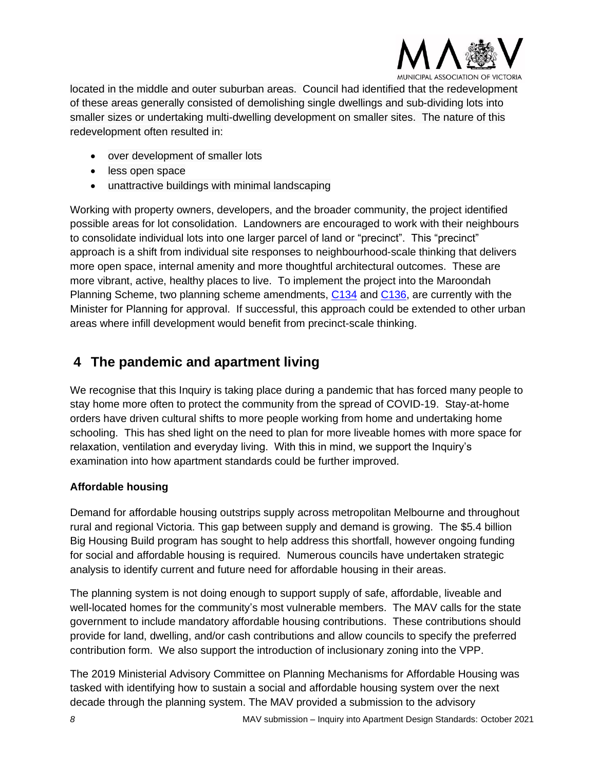located in the middle and outer suburban areas. Council had identified that the redevelopment of these areas generally consisted of demolishing single dwellings and sub-dividing lots into smaller sizes or undertaking multi-dwelling development on smaller sites. The nature of this redevelopment often resulted in:

- over development of smaller lots
- less open space
- unattractive buildings with minimal landscaping

Working with property owners, developers, and the broader community, the project identified possible areas for lot consolidation. Landowners are encouraged to work with their neighbours to consolidate individual lots into one larger parcel of land or "precinct". This "precinct" approach is a shift from individual site responses to neighbourhood-scale thinking that delivers more open space, internal amenity and more thoughtful architectural outcomes. These are more vibrant, active, healthy places to live. To implement the project into the Maroondah Planning Scheme, two planning scheme amendments, C134 and C136, are currently with the Minister for Planning for approval. If successful, this approach could be extended to other urban areas where infill development would benefit from precinct-scale thinking.

## 4 The pandemic and apartment living

We recognise that this Inquiry is taking place during a pandemic that has forced many people to stay home more often to protect the community from the spread of COVID-19. Stay-at-home orders have driven cultural shifts to more people working from home and undertaking home schooling. This has shed light on the need to plan for more liveable homes with more space for relaxation, ventilation and everyday living. With this in mind, we support the Inquiry's examination into how apartment standards could be further improved.

### Affordable housing

Demand for affordable housing outstrips supply across metropolitan Melbourne and throughout rural and regional Victoria. This gap between supply and demand is growing. The $5.4 billion Big Housing Build program has sought to help address this shortfall, however ongoing funding for social and affordable housing is required. Numerous councils have undertaken strategic analysis to identify current and future need for affordable housing in their areas.

The planning system is not doing enough to support supply of safe, affordable, liveable and well-located homes for the community's most vulnerable members. The MAV calls for the state government to include mandatory affordable housing contributions. These contributions should provide for land, dwelling, and/or cash contributions and allow councils to specify the preferred contribution form. We also support the introduction of inclusionary zoning into the VPP.

The 2019 Ministerial Advisory Committee on Planning Mechanisms for Affordable Housing was tasked with identifying how to sustain a social and affordable housing system over the next decade through the planning system. The MAV provided a submission to the advisory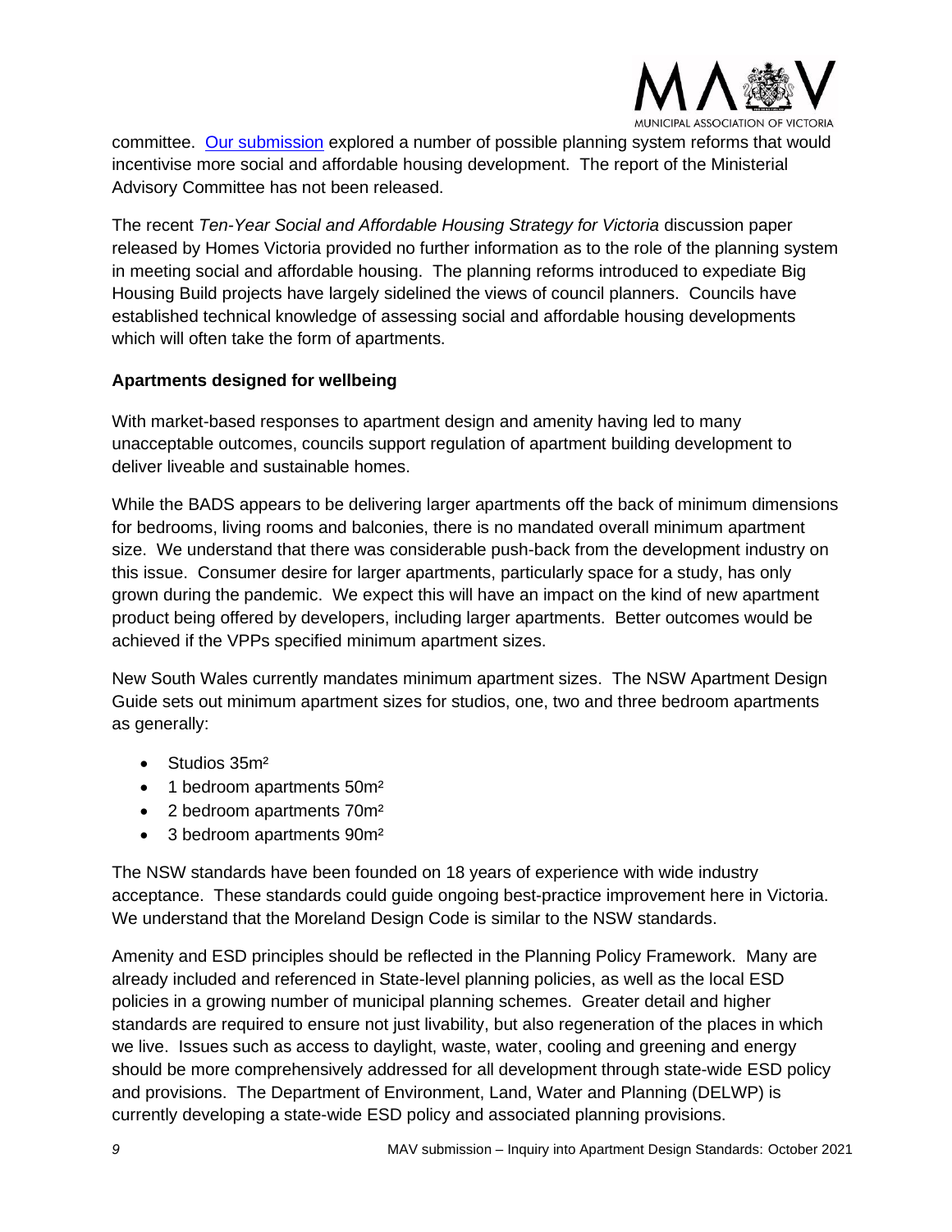committee. [Our submission](#) explored a number of possible planning system reforms that would incentivise more social and affordable housing development. The report of the Ministerial Advisory Committee has not been released.

The recent *Ten-Year Social and Affordable Housing Strategy for Victoria* discussion paper released by Homes Victoria provided no further information as to the role of the planning system in meeting social and affordable housing. The planning reforms introduced to expediate Big Housing Build projects have largely sidelined the views of council planners. Councils have established technical knowledge of assessing social and affordable housing developments which will often take the form of apartments.

**Apartments designed for wellbeing**

With market-based responses to apartment design and amenity having led to many unacceptable outcomes, councils support regulation of apartment building development to deliver liveable and sustainable homes.

While the BADS appears to be delivering larger apartments off the back of minimum dimensions for bedrooms, living rooms and balconies, there is no mandated overall minimum apartment size. We understand that there was considerable push-back from the development industry on this issue. Consumer desire for larger apartments, particularly space for a study, has only grown during the pandemic. We expect this will have an impact on the kind of new apartment product being offered by developers, including larger apartments. Better outcomes would be achieved if the VPPs specified minimum apartment sizes.

New South Wales currently mandates minimum apartment sizes. The NSW Apartment Design Guide sets out minimum apartment sizes for studios, one, two and three bedroom apartments as generally:

- Studios 35m²
- 1 bedroom apartments 50m²
- 2 bedroom apartments 70m²
- 3 bedroom apartments 90m²

The NSW standards have been founded on 18 years of experience with wide industry acceptance. These standards could guide ongoing best-practice improvement here in Victoria. We understand that the Moreland Design Code is similar to the NSW standards.

Amenity and ESD principles should be reflected in the Planning Policy Framework. Many are already included and referenced in State-level planning policies, as well as the local ESD policies in a growing number of municipal planning schemes. Greater detail and higher standards are required to ensure not just livability, but also regeneration of the places in which we live. Issues such as access to daylight, waste, water, cooling and greening and energy should be more comprehensively addressed for all development through state-wide ESD policy and provisions. The Department of Environment, Land, Water and Planning (DELWP) is currently developing a state-wide ESD policy and associated planning provisions.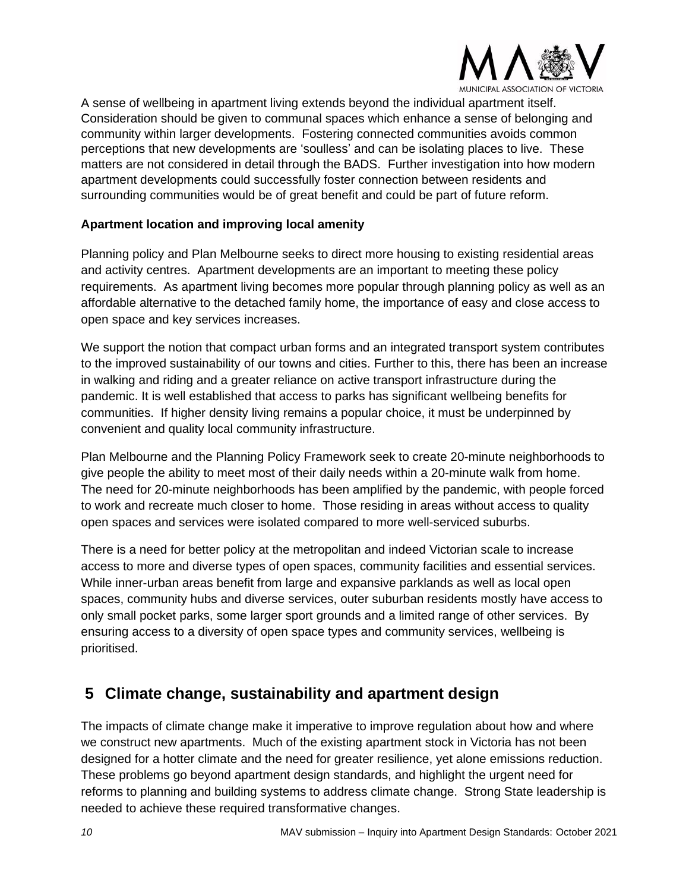A sense of wellbeing in apartment living extends beyond the individual apartment itself. Consideration should be given to communal spaces which enhance a sense of belonging and community within larger developments. Fostering connected communities avoids common perceptions that new developments are 'soulless' and can be isolating places to live. These matters are not considered in detail through the BADS. Further investigation into how modern apartment developments could successfully foster connection between residents and surrounding communities would be of great benefit and could be part of future reform.

**Apartment location and improving local amenity**

Planning policy and Plan Melbourne seeks to direct more housing to existing residential areas and activity centres. Apartment developments are an important to meeting these policy requirements. As apartment living becomes more popular through planning policy as well as an affordable alternative to the detached family home, the importance of easy and close access to open space and key services increases.

We support the notion that compact urban forms and an integrated transport system contributes to the improved sustainability of our towns and cities. Further to this, there has been an increase in walking and riding and a greater reliance on active transport infrastructure during the pandemic. It is well established that access to parks has significant wellbeing benefits for communities. If higher density living remains a popular choice, it must be underpinned by convenient and quality local community infrastructure.

Plan Melbourne and the Planning Policy Framework seek to create 20-minute neighborhoods to give people the ability to meet most of their daily needs within a 20-minute walk from home. The need for 20-minute neighborhoods has been amplified by the pandemic, with people forced to work and recreate much closer to home. Those residing in areas without access to quality open spaces and services were isolated compared to more well-serviced suburbs.

There is a need for better policy at the metropolitan and indeed Victorian scale to increase access to more and diverse types of open spaces, community facilities and essential services. While inner-urban areas benefit from large and expansive parklands as well as local open spaces, community hubs and diverse services, outer suburban residents mostly have access to only small pocket parks, some larger sport grounds and a limited range of other services. By ensuring access to a diversity of open space types and community services, wellbeing is prioritised.

## 5 Climate change, sustainability and apartment design

The impacts of climate change make it imperative to improve regulation about how and where we construct new apartments. Much of the existing apartment stock in Victoria has not been designed for a hotter climate and the need for greater resilience, yet alone emissions reduction. These problems go beyond apartment design standards, and highlight the urgent need for reforms to planning and building systems to address climate change. Strong State leadership is needed to achieve these required transformative changes.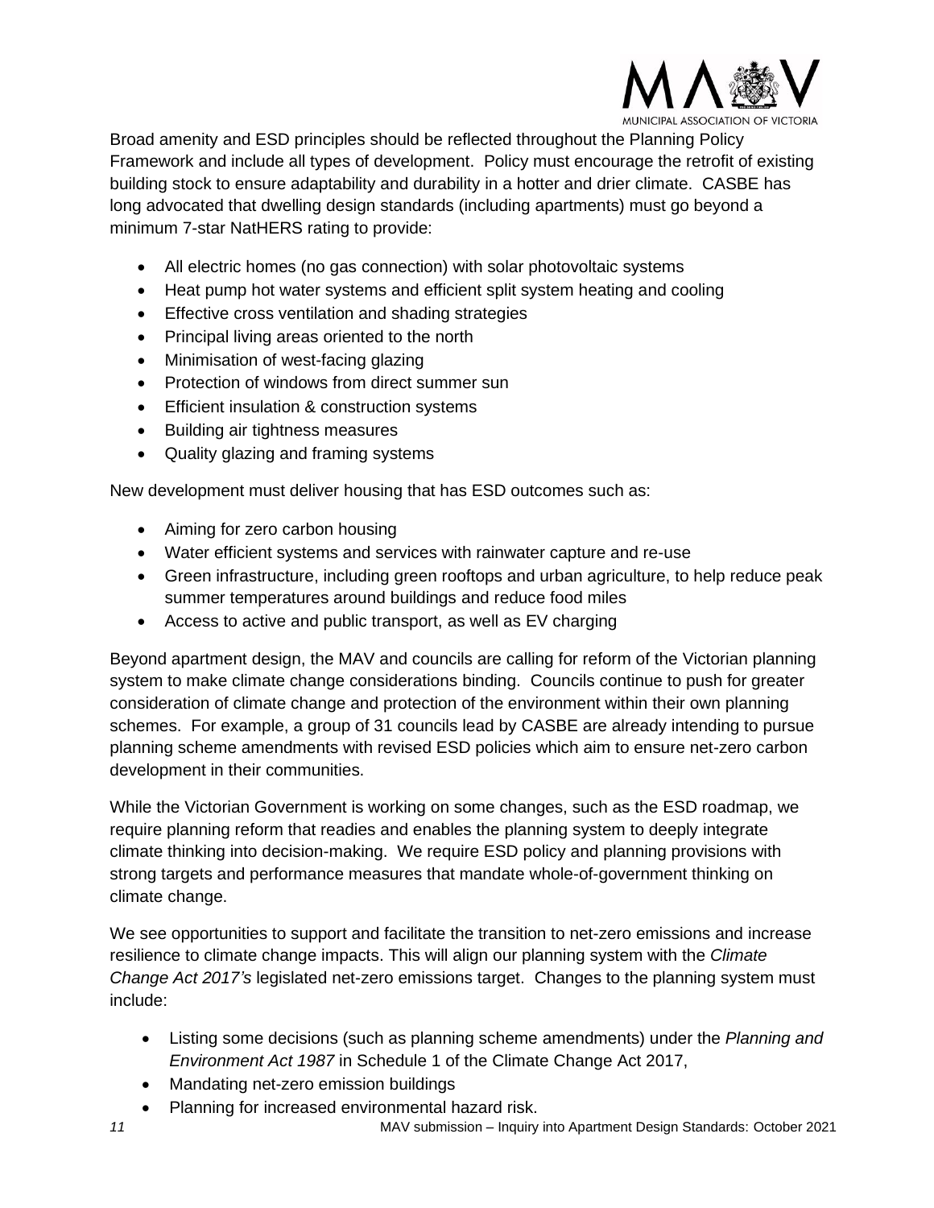Broad amenity and ESD principles should be reflected throughout the Planning Policy Framework and include all types of development. Policy must encourage the retrofit of existing building stock to ensure adaptability and durability in a hotter and drier climate. CASBE has long advocated that dwelling design standards (including apartments) must go beyond a minimum 7-star NatHERS rating to provide:

- All electric homes (no gas connection) with solar photovoltaic systems
- Heat pump hot water systems and efficient split system heating and cooling
- Effective cross ventilation and shading strategies
- Principal living areas oriented to the north
- Minimisation of west-facing glazing
- Protection of windows from direct summer sun
- Efficient insulation & construction systems
- Building air tightness measures
- Quality glazing and framing systems

New development must deliver housing that has ESD outcomes such as:

- Aiming for zero carbon housing
- Water efficient systems and services with rainwater capture and re-use
- Green infrastructure, including green rooftops and urban agriculture, to help reduce peak summer temperatures around buildings and reduce food miles
- Access to active and public transport, as well as EV charging

Beyond apartment design, the MAV and councils are calling for reform of the Victorian planning system to make climate change considerations binding. Councils continue to push for greater consideration of climate change and protection of the environment within their own planning schemes. For example, a group of 31 councils lead by CASBE are already intending to pursue planning scheme amendments with revised ESD policies which aim to ensure net-zero carbon development in their communities.

While the Victorian Government is working on some changes, such as the ESD roadmap, we require planning reform that readies and enables the planning system to deeply integrate climate thinking into decision-making. We require ESD policy and planning provisions with strong targets and performance measures that mandate whole-of-government thinking on climate change.

We see opportunities to support and facilitate the transition to net-zero emissions and increase resilience to climate change impacts. This will align our planning system with the *Climate Change Act 2017's* legislated net-zero emissions target. Changes to the planning system must include:

- Listing some decisions (such as planning scheme amendments) under the *Planning and Environment Act 1987* in Schedule 1 of the Climate Change Act 2017,
- Mandating net-zero emission buildings
- Planning for increased environmental hazard risk.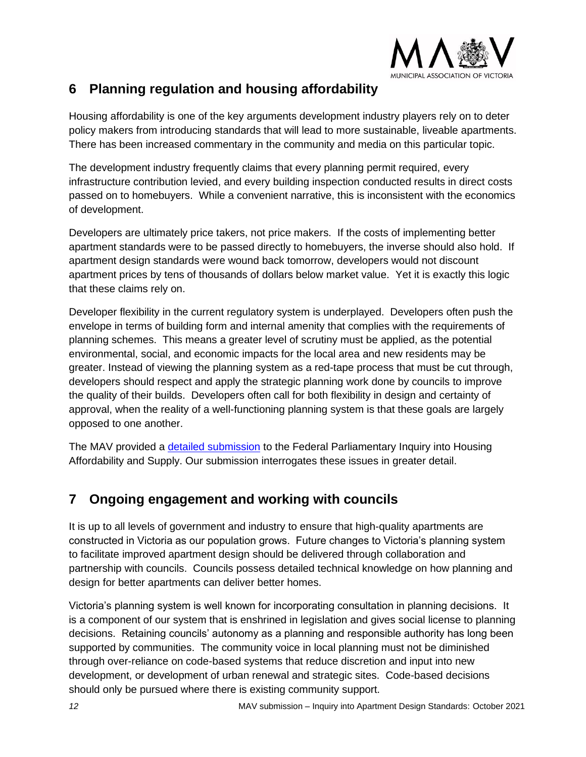## 6 Planning regulation and housing affordability

Housing affordability is one of the key arguments development industry players rely on to deter policy makers from introducing standards that will lead to more sustainable, liveable apartments. There has been increased commentary in the community and media on this particular topic.

The development industry frequently claims that every planning permit required, every infrastructure contribution levied, and every building inspection conducted results in direct costs passed on to homebuyers. While a convenient narrative, this is inconsistent with the economics of development.

Developers are ultimately price takers, not price makers. If the costs of implementing better apartment standards were to be passed directly to homebuyers, the inverse should also hold. If apartment design standards were wound back tomorrow, developers would not discount apartment prices by tens of thousands of dollars below market value. Yet it is exactly this logic that these claims rely on.

Developer flexibility in the current regulatory system is underplayed. Developers often push the envelope in terms of building form and internal amenity that complies with the requirements of planning schemes. This means a greater level of scrutiny must be applied, as the potential environmental, social, and economic impacts for the local area and new residents may be greater. Instead of viewing the planning system as a red-tape process that must be cut through, developers should respect and apply the strategic planning work done by councils to improve the quality of their builds. Developers often call for both flexibility in design and certainty of approval, when the reality of a well-functioning planning system is that these goals are largely opposed to one another.

The MAV provided a detailed submission to the Federal Parliamentary Inquiry into Housing Affordability and Supply. Our submission interrogates these issues in greater detail.

## 7 Ongoing engagement and working with councils

It is up to all levels of government and industry to ensure that high-quality apartments are constructed in Victoria as our population grows. Future changes to Victoria's planning system to facilitate improved apartment design should be delivered through collaboration and partnership with councils. Councils possess detailed technical knowledge on how planning and design for better apartments can deliver better homes.

Victoria's planning system is well known for incorporating consultation in planning decisions. It is a component of our system that is enshrined in legislation and gives social license to planning decisions. Retaining councils' autonomy as a planning and responsible authority has long been supported by communities. The community voice in local planning must not be diminished through over-reliance on code-based systems that reduce discretion and input into new development, or development of urban renewal and strategic sites. Code-based decisions should only be pursued where there is existing community support.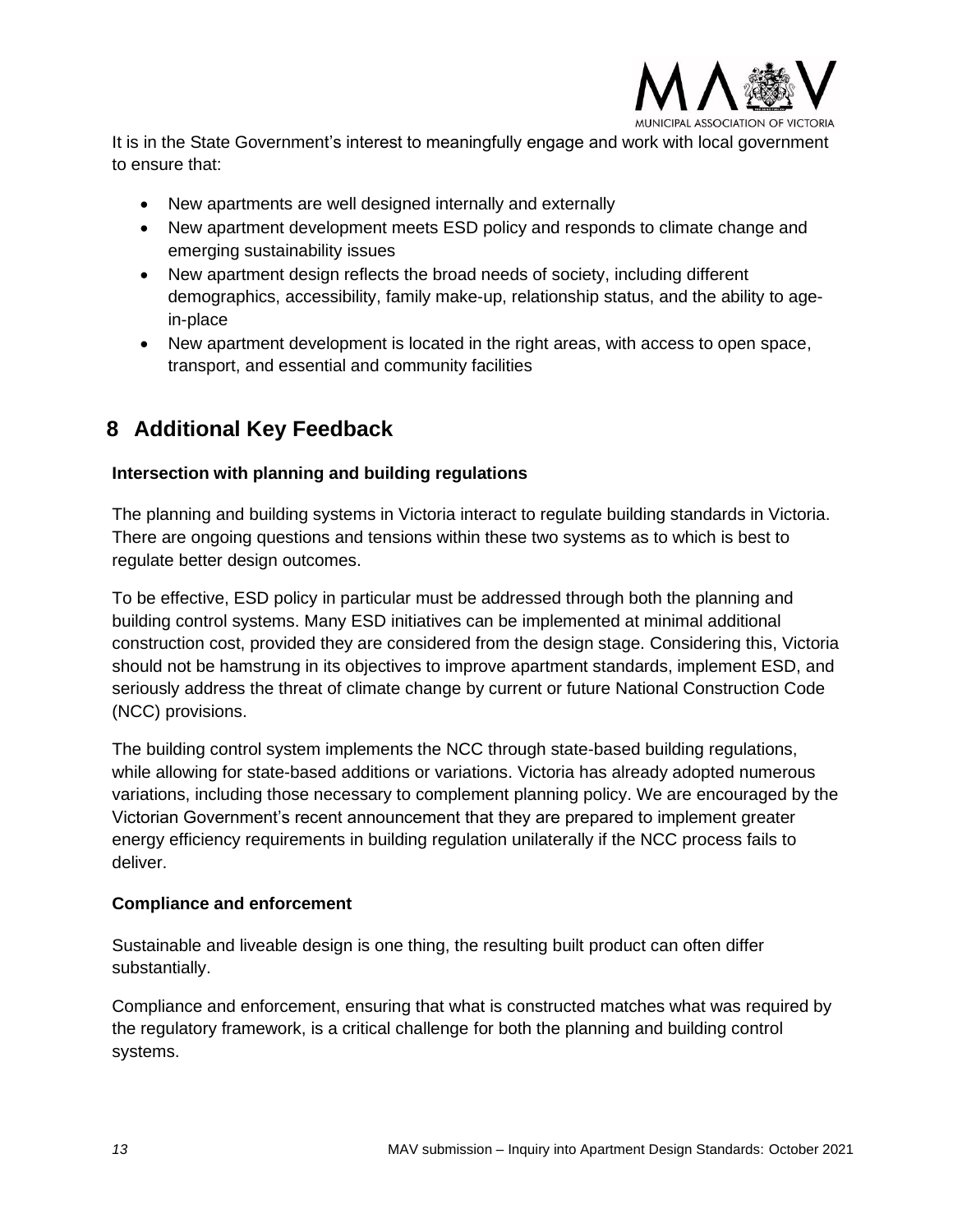It is in the State Government's interest to meaningfully engage and work with local government to ensure that:

- New apartments are well designed internally and externally
- New apartment development meets ESD policy and responds to climate change and emerging sustainability issues
- New apartment design reflects the broad needs of society, including different demographics, accessibility, family make-up, relationship status, and the ability to age-in-place
- New apartment development is located in the right areas, with access to open space, transport, and essential and community facilities

## 8 Additional Key Feedback

**Intersection with planning and building regulations**

The planning and building systems in Victoria interact to regulate building standards in Victoria. There are ongoing questions and tensions within these two systems as to which is best to regulate better design outcomes.

To be effective, ESD policy in particular must be addressed through both the planning and building control systems. Many ESD initiatives can be implemented at minimal additional construction cost, provided they are considered from the design stage. Considering this, Victoria should not be hamstrung in its objectives to improve apartment standards, implement ESD, and seriously address the threat of climate change by current or future National Construction Code (NCC) provisions.

The building control system implements the NCC through state-based building regulations, while allowing for state-based additions or variations. Victoria has already adopted numerous variations, including those necessary to complement planning policy. We are encouraged by the Victorian Government's recent announcement that they are prepared to implement greater energy efficiency requirements in building regulation unilaterally if the NCC process fails to deliver.

**Compliance and enforcement**

Sustainable and liveable design is one thing, the resulting built product can often differ substantially.

Compliance and enforcement, ensuring that what is constructed matches what was required by the regulatory framework, is a critical challenge for both the planning and building control systems.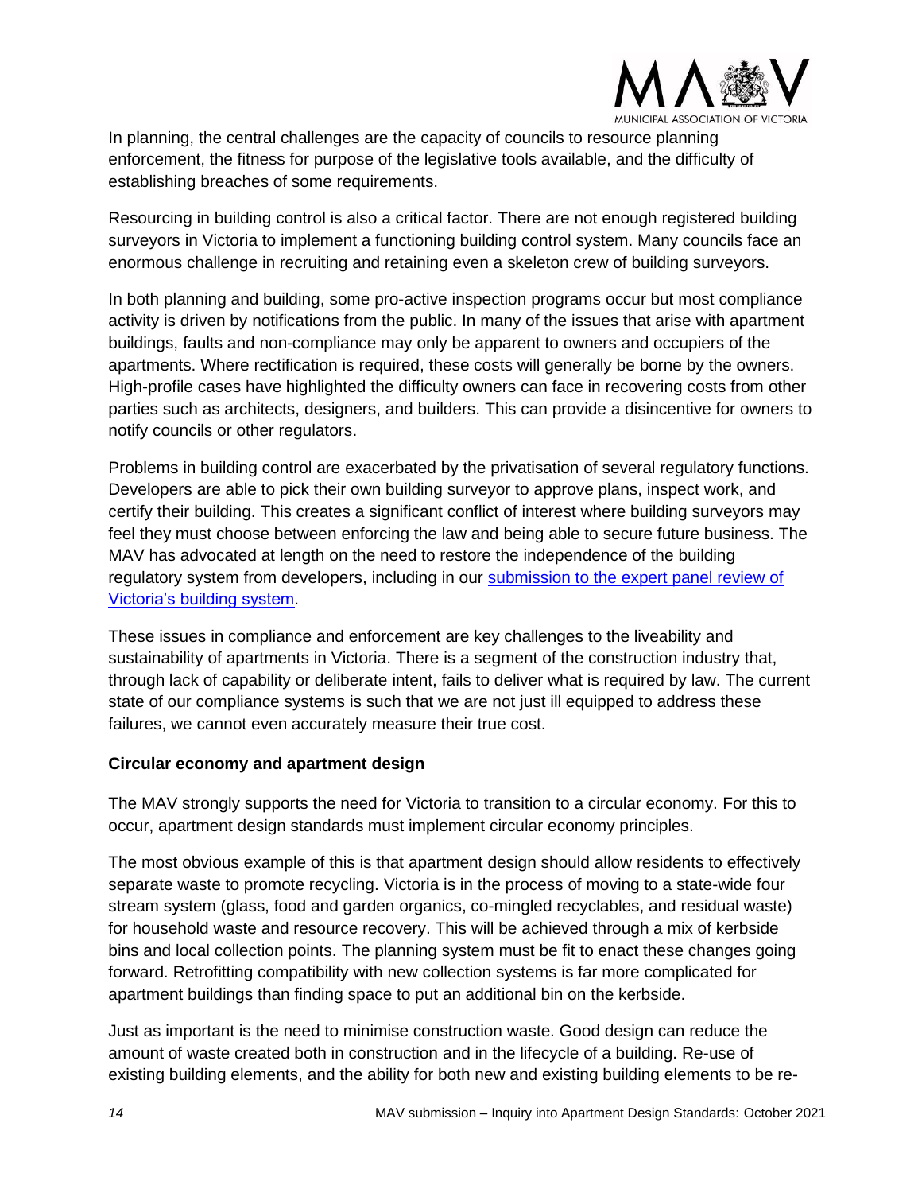In planning, the central challenges are the capacity of councils to resource planning enforcement, the fitness for purpose of the legislative tools available, and the difficulty of establishing breaches of some requirements.

Resourcing in building control is also a critical factor. There are not enough registered building surveyors in Victoria to implement a functioning building control system. Many councils face an enormous challenge in recruiting and retaining even a skeleton crew of building surveyors.

In both planning and building, some pro-active inspection programs occur but most compliance activity is driven by notifications from the public. In many of the issues that arise with apartment buildings, faults and non-compliance may only be apparent to owners and occupiers of the apartments. Where rectification is required, these costs will generally be borne by the owners. High-profile cases have highlighted the difficulty owners can face in recovering costs from other parties such as architects, designers, and builders. This can provide a disincentive for owners to notify councils or other regulators.

Problems in building control are exacerbated by the privatisation of several regulatory functions. Developers are able to pick their own building surveyor to approve plans, inspect work, and certify their building. This creates a significant conflict of interest where building surveyors may feel they must choose between enforcing the law and being able to secure future business. The MAV has advocated at length on the need to restore the independence of the building regulatory system from developers, including in our submission to the expert panel review of Victoria's building system.

These issues in compliance and enforcement are key challenges to the liveability and sustainability of apartments in Victoria. There is a segment of the construction industry that, through lack of capability or deliberate intent, fails to deliver what is required by law. The current state of our compliance systems is such that we are not just ill equipped to address these failures, we cannot even accurately measure their true cost.

**Circular economy and apartment design**

The MAV strongly supports the need for Victoria to transition to a circular economy. For this to occur, apartment design standards must implement circular economy principles.

The most obvious example of this is that apartment design should allow residents to effectively separate waste to promote recycling. Victoria is in the process of moving to a state-wide four stream system (glass, food and garden organics, co-mingled recyclables, and residual waste) for household waste and resource recovery. This will be achieved through a mix of kerbside bins and local collection points. The planning system must be fit to enact these changes going forward. Retrofitting compatibility with new collection systems is far more complicated for apartment buildings than finding space to put an additional bin on the kerbside.

Just as important is the need to minimise construction waste. Good design can reduce the amount of waste created both in construction and in the lifecycle of a building. Re-use of existing building elements, and the ability for both new and existing building elements to be re-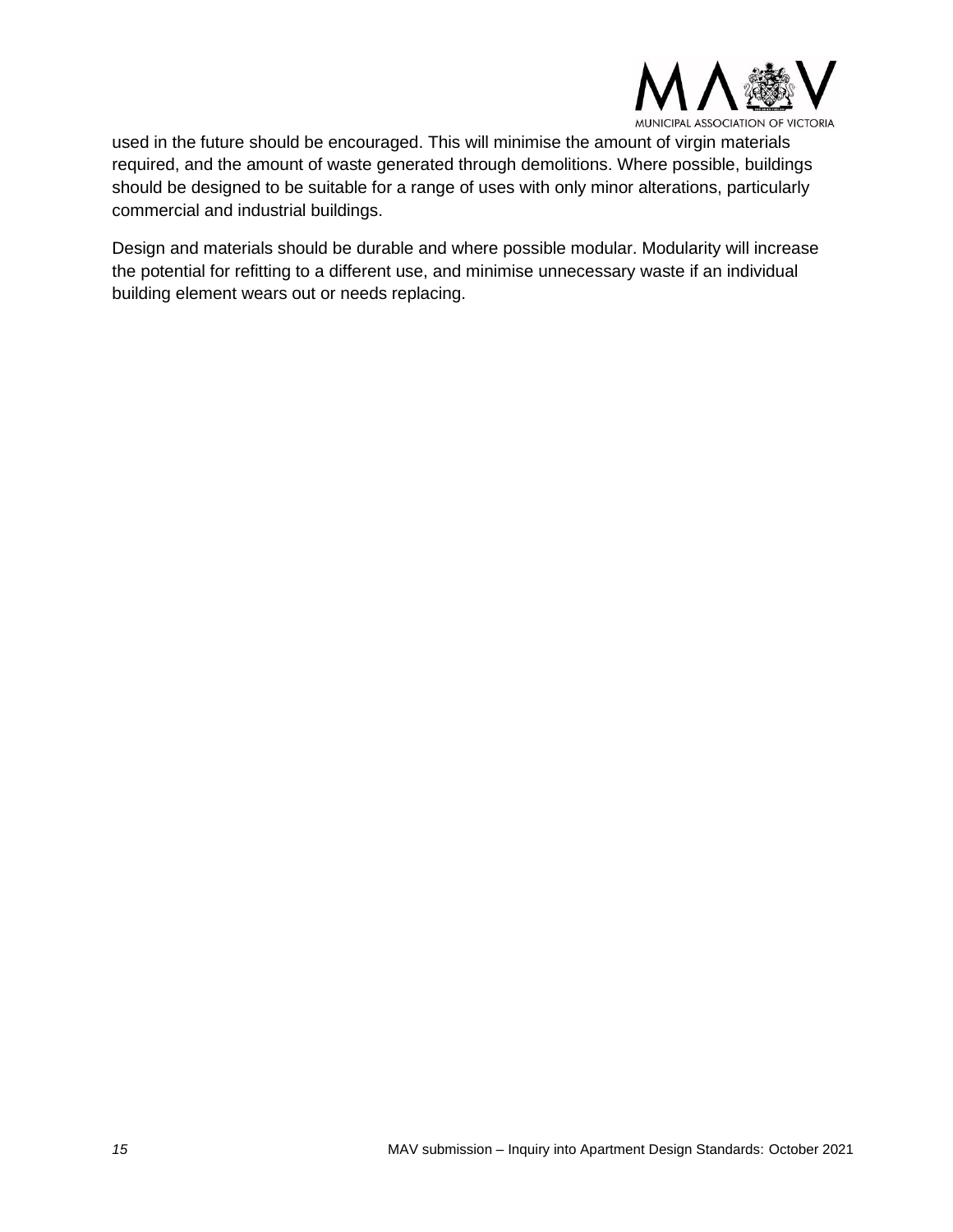used in the future should be encouraged. This will minimise the amount of virgin materials required, and the amount of waste generated through demolitions. Where possible, buildings should be designed to be suitable for a range of uses with only minor alterations, particularly commercial and industrial buildings.

Design and materials should be durable and where possible modular. Modularity will increase the potential for refitting to a different use, and minimise unnecessary waste if an individual building element wears out or needs replacing.